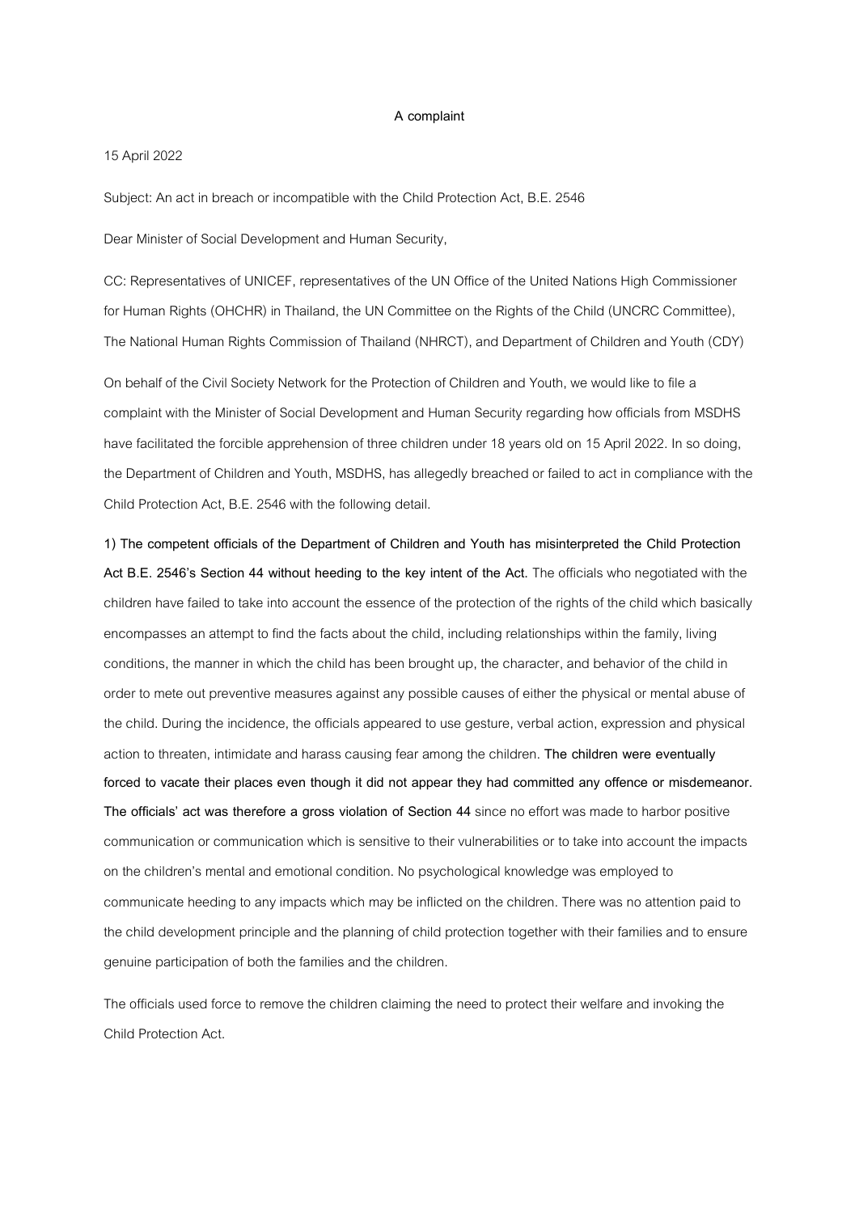**A complaint**

15 April 2022

Subject: An act in breach or incompatible with the Child Protection Act, B.E. 2546

Dear Minister of Social Development and Human Security,

CC: Representatives of UNICEF, representatives of the UN Office of the United Nations High Commissioner for Human Rights (OHCHR) in Thailand, the UN Committee on the Rights of the Child (UNCRC Committee), The National Human Rights Commission of Thailand (NHRCT), and Department of Children and Youth (CDY)

On behalf of the Civil Society Network for the Protection of Children and Youth, we would like to file a complaint with the Minister of Social Development and Human Security regarding how officials from MSDHS have facilitated the forcible apprehension of three children under 18 years old on 15 April 2022. In so doing, the Department of Children and Youth, MSDHS, has allegedly breached or failed to act in compliance with the Child Protection Act, B.E. 2546 with the following detail.

**1) The competent officials of the Department of Children and Youth has misinterpreted the Child Protection Act B.E. 2546's Section 44 without heeding to the key intent of the Act.** The officials who negotiated with the children have failed to take into account the essence of the protection of the rights of the child which basically encompasses an attempt to find the facts about the child, including relationships within the family, living conditions, the manner in which the child has been brought up, the character, and behavior of the child in order to mete out preventive measures against any possible causes of either the physical or mental abuse of the child. During the incidence, the officials appeared to use gesture, verbal action, expression and physical action to threaten, intimidate and harass causing fear among the children. **The children were eventually forced to vacate their places even though it did not appear they had committed any offence or misdemeanor. The officials' act was therefore a gross violation of Section 44** since no effort was made to harbor positive communication or communication which is sensitive to their vulnerabilities or to take into account the impacts on the children's mental and emotional condition. No psychological knowledge was employed to communicate heeding to any impacts which may be inflicted on the children. There was no attention paid to the child development principle and the planning of child protection together with their families and to ensure genuine participation of both the families and the children.

The officials used force to remove the children claiming the need to protect their welfare and invoking the Child Protection Act.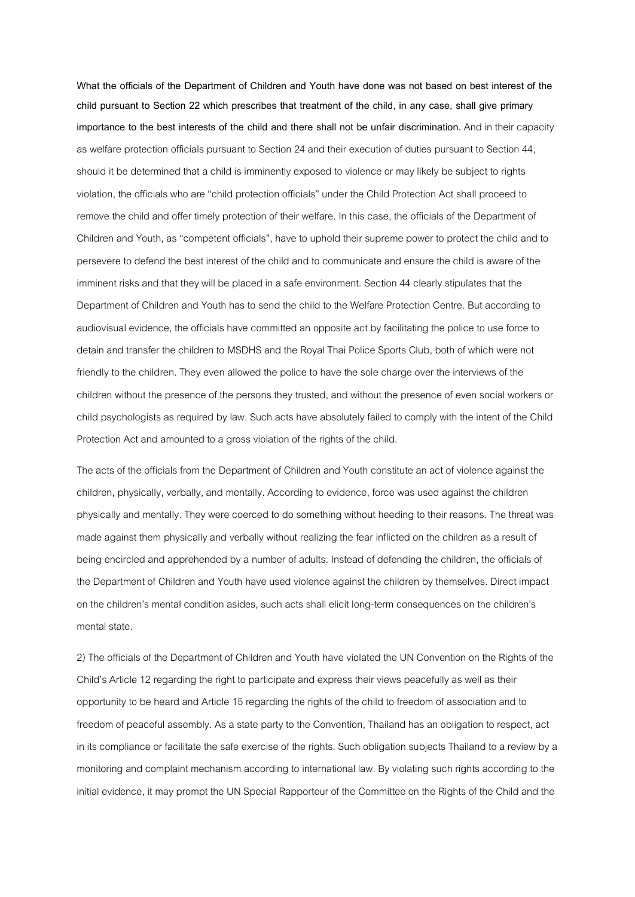**What the officials of the Department of Children and Youth have done was not based on best interest of the child pursuant to Section 22 which prescribes that treatment of the child, in any case, shall give primary importance to the best interests of the child and there shall not be unfair discrimination.** And in their capacity as welfare protection officials pursuant to Section 24 and their execution of duties pursuant to Section 44, should it be determined that a child is imminently exposed to violence or may likely be subject to rights violation, the officials who are "child protection officials" under the Child Protection Act shall proceed to remove the child and offer timely protection of their welfare. In this case, the officials of the Department of Children and Youth, as "competent officials", have to uphold their supreme power to protect the child and to persevere to defend the best interest of the child and to communicate and ensure the child is aware of the imminent risks and that they will be placed in a safe environment. Section 44 clearly stipulates that the Department of Children and Youth has to send the child to the Welfare Protection Centre. But according to audiovisual evidence, the officials have committed an opposite act by facilitating the police to use force to detain and transfer the children to MSDHS and the Royal Thai Police Sports Club, both of which were not friendly to the children. They even allowed the police to have the sole charge over the interviews of the children without the presence of the persons they trusted, and without the presence of even social workers or child psychologists as required by law. Such acts have absolutely failed to comply with the intent of the Child Protection Act and amounted to a gross violation of the rights of the child.

The acts of the officials from the Department of Children and Youth constitute an act of violence against the children, physically, verbally, and mentally. According to evidence, force was used against the children physically and mentally. They were coerced to do something without heeding to their reasons. The threat was made against them physically and verbally without realizing the fear inflicted on the children as a result of being encircled and apprehended by a number of adults. Instead of defending the children, the officials of the Department of Children and Youth have used violence against the children by themselves. Direct impact on the children's mental condition asides, such acts shall elicit long-term consequences on the children's mental state.

2) The officials of the Department of Children and Youth have violated the UN Convention on the Rights of the Child's Article 12 regarding the right to participate and express their views peacefully as well as their opportunity to be heard and Article 15 regarding the rights of the child to freedom of association and to freedom of peaceful assembly. As a state party to the Convention, Thailand has an obligation to respect, act in its compliance or facilitate the safe exercise of the rights. Such obligation subjects Thailand to a review by a monitoring and complaint mechanism according to international law. By violating such rights according to the initial evidence, it may prompt the UN Special Rapporteur of the Committee on the Rights of the Child and the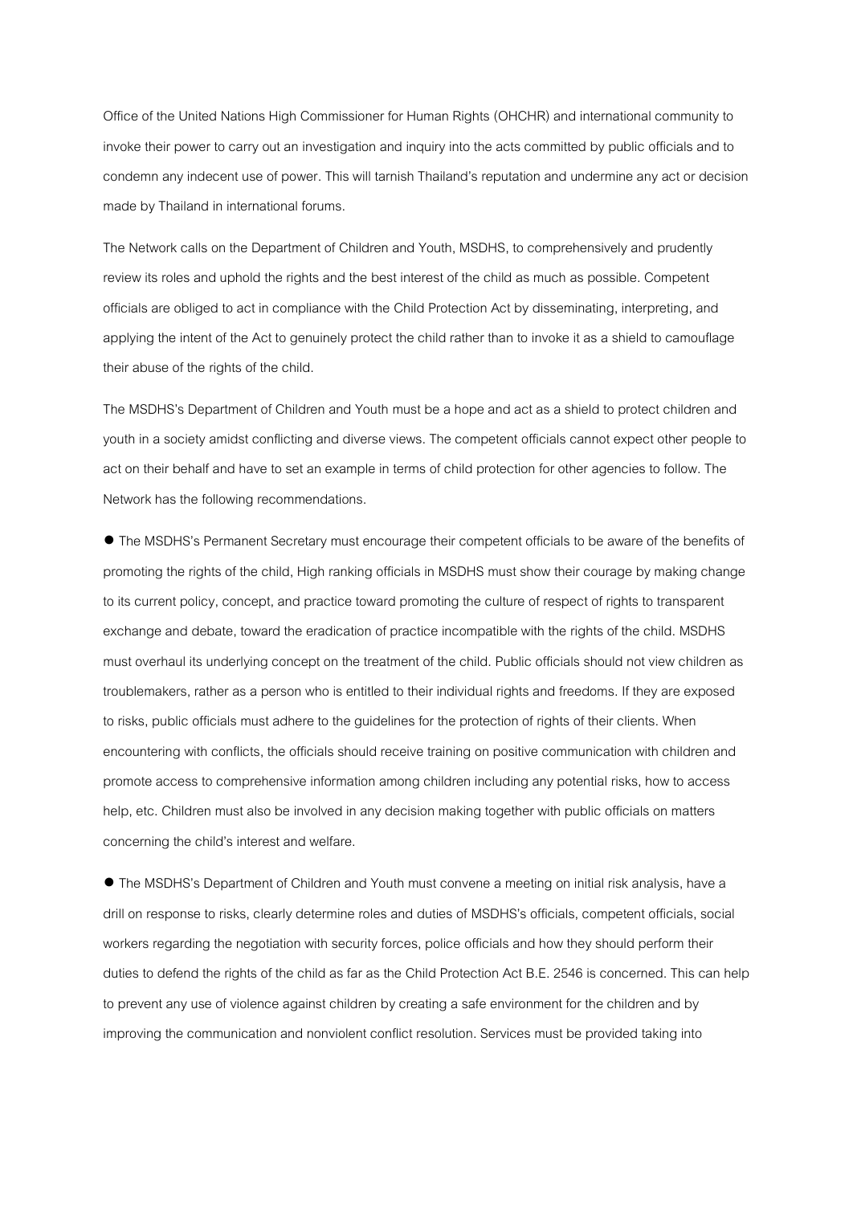Office of the United Nations High Commissioner for Human Rights (OHCHR) and international community to invoke their power to carry out an investigation and inquiry into the acts committed by public officials and to condemn any indecent use of power. This will tarnish Thailand's reputation and undermine any act or decision made by Thailand in international forums.

The Network calls on the Department of Children and Youth, MSDHS, to comprehensively and prudently review its roles and uphold the rights and the best interest of the child as much as possible. Competent officials are obliged to act in compliance with the Child Protection Act by disseminating, interpreting, and applying the intent of the Act to genuinely protect the child rather than to invoke it as a shield to camouflage their abuse of the rights of the child.

The MSDHS's Department of Children and Youth must be a hope and act as a shield to protect children and youth in a society amidst conflicting and diverse views. The competent officials cannot expect other people to act on their behalf and have to set an example in terms of child protection for other agencies to follow. The Network has the following recommendations.

- The MSDHS's Permanent Secretary must encourage their competent officials to be aware of the benefits of promoting the rights of the child, High ranking officials in MSDHS must show their courage by making change to its current policy, concept, and practice toward promoting the culture of respect of rights to transparent exchange and debate, toward the eradication of practice incompatible with the rights of the child. MSDHS must overhaul its underlying concept on the treatment of the child. Public officials should not view children as troublemakers, rather as a person who is entitled to their individual rights and freedoms. If they are exposed to risks, public officials must adhere to the guidelines for the protection of rights of their clients. When encountering with conflicts, the officials should receive training on positive communication with children and promote access to comprehensive information among children including any potential risks, how to access help, etc. Children must also be involved in any decision making together with public officials on matters concerning the child's interest and welfare.

- The MSDHS's Department of Children and Youth must convene a meeting on initial risk analysis, have a drill on response to risks, clearly determine roles and duties of MSDHS's officials, competent officials, social workers regarding the negotiation with security forces, police officials and how they should perform their duties to defend the rights of the child as far as the Child Protection Act B.E. 2546 is concerned. This can help to prevent any use of violence against children by creating a safe environment for the children and by improving the communication and nonviolent conflict resolution. Services must be provided taking into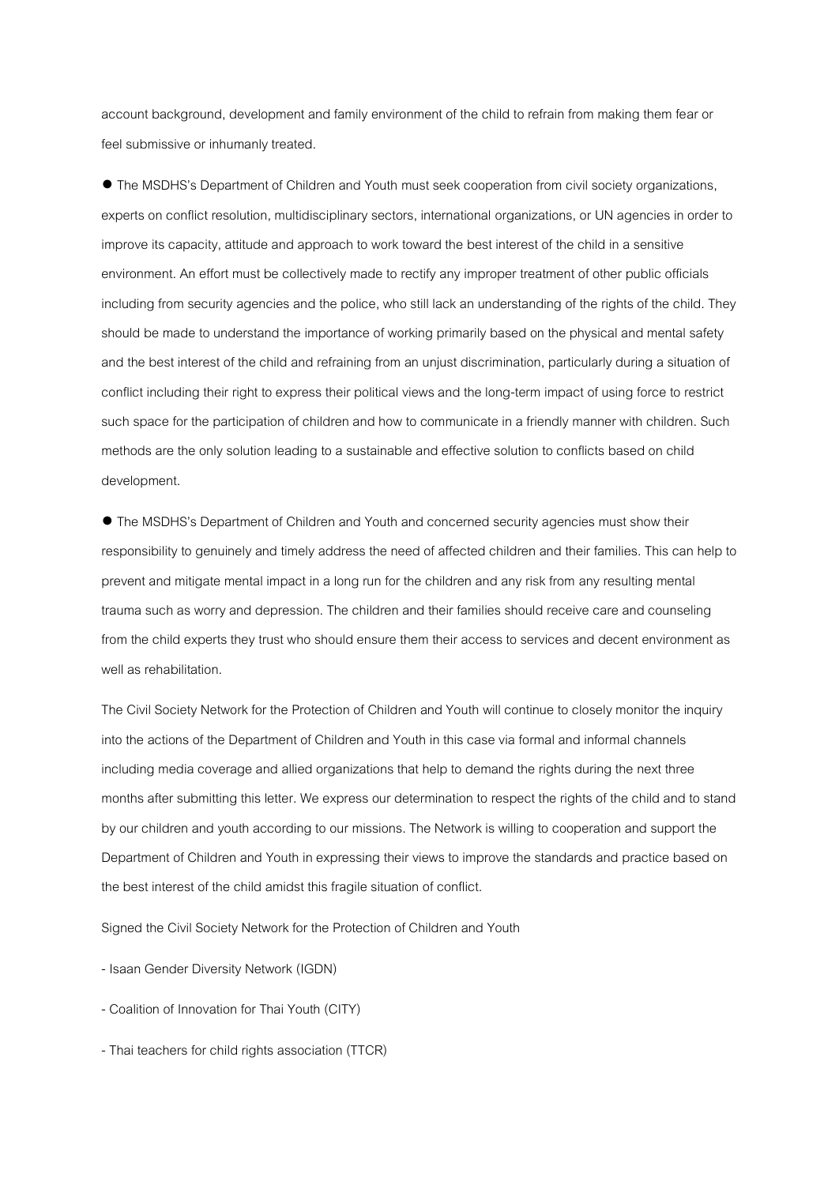account background, development and family environment of the child to refrain from making them fear or feel submissive or inhumanly treated.

- The MSDHS's Department of Children and Youth must seek cooperation from civil society organizations, experts on conflict resolution, multidisciplinary sectors, international organizations, or UN agencies in order to improve its capacity, attitude and approach to work toward the best interest of the child in a sensitive environment. An effort must be collectively made to rectify any improper treatment of other public officials including from security agencies and the police, who still lack an understanding of the rights of the child. They should be made to understand the importance of working primarily based on the physical and mental safety and the best interest of the child and refraining from an unjust discrimination, particularly during a situation of conflict including their right to express their political views and the long-term impact of using force to restrict such space for the participation of children and how to communicate in a friendly manner with children. Such methods are the only solution leading to a sustainable and effective solution to conflicts based on child development.

- The MSDHS's Department of Children and Youth and concerned security agencies must show their responsibility to genuinely and timely address the need of affected children and their families. This can help to prevent and mitigate mental impact in a long run for the children and any risk from any resulting mental trauma such as worry and depression. The children and their families should receive care and counseling from the child experts they trust who should ensure them their access to services and decent environment as well as rehabilitation.

The Civil Society Network for the Protection of Children and Youth will continue to closely monitor the inquiry into the actions of the Department of Children and Youth in this case via formal and informal channels including media coverage and allied organizations that help to demand the rights during the next three months after submitting this letter. We express our determination to respect the rights of the child and to stand by our children and youth according to our missions. The Network is willing to cooperation and support the Department of Children and Youth in expressing their views to improve the standards and practice based on the best interest of the child amidst this fragile situation of conflict.

Signed the Civil Society Network for the Protection of Children and Youth

- Isaan Gender Diversity Network (IGDN)
- Coalition of Innovation for Thai Youth (CITY)
- Thai teachers for child rights association (TTCR)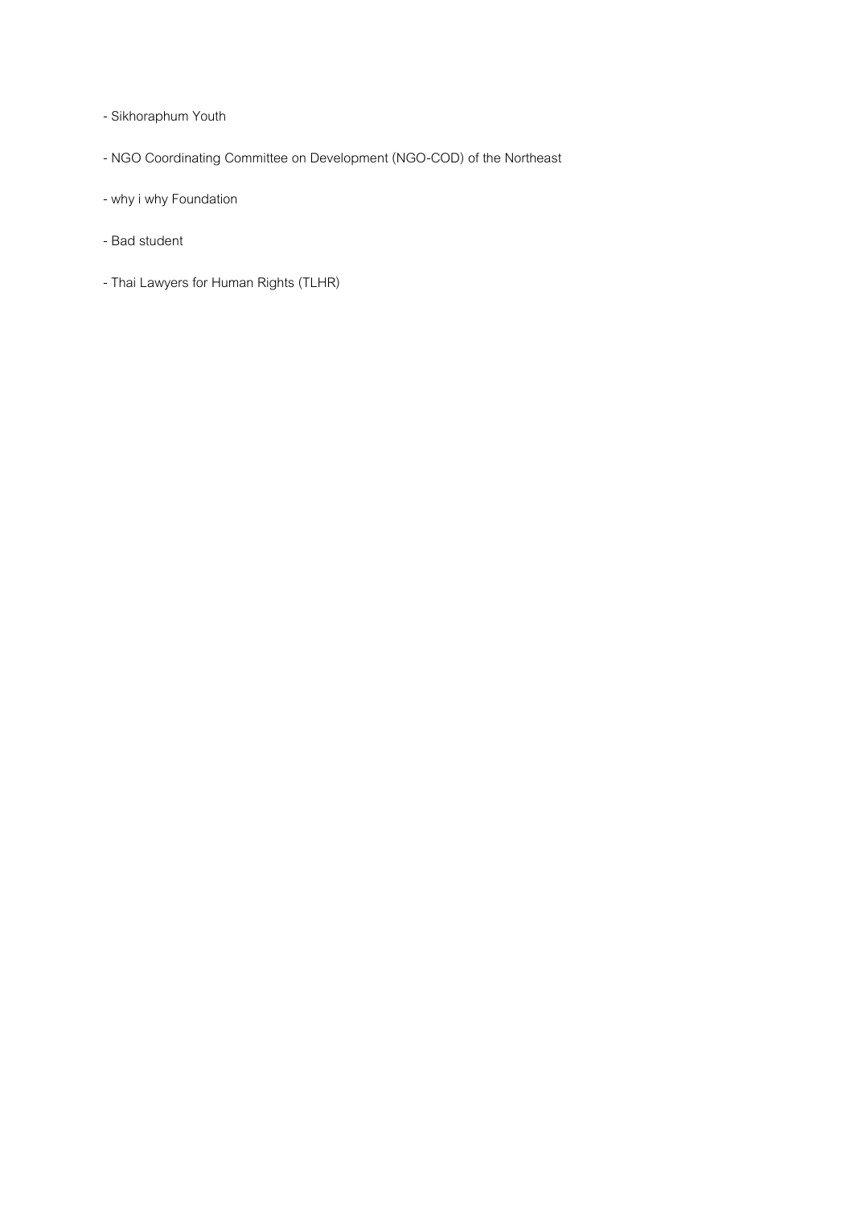- Sikhoraphum Youth
- NGO Coordinating Committee on Development (NGO-COD) of the Northeast
- why i why Foundation
- Bad student
- Thai Lawyers for Human Rights (TLHR)